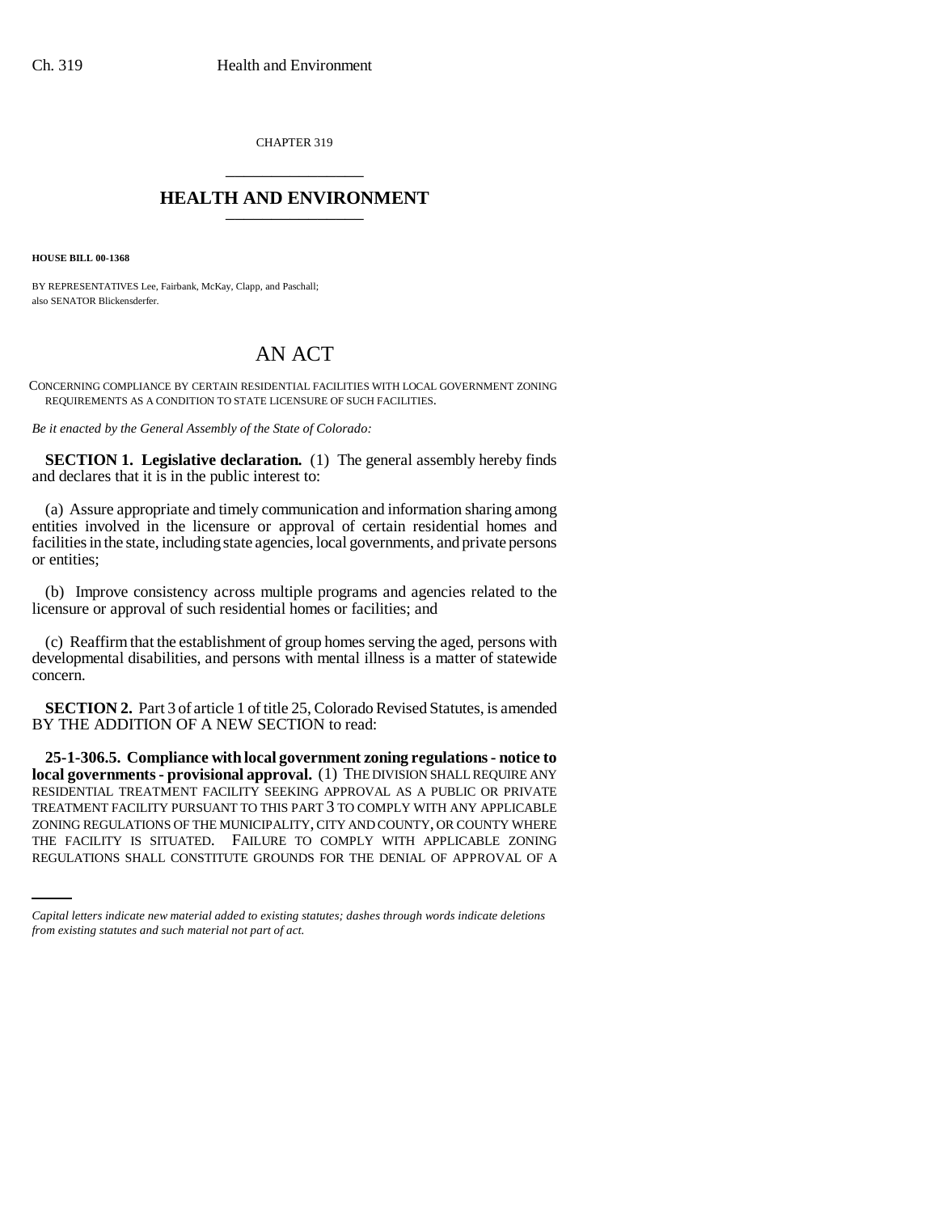CHAPTER 319

# HEALTH AND ENVIRONMENT

**HOUSE BILL 00-1368**

BY REPRESENTATIVES Lee, Fairbank, McKay, Clapp, and Paschall;
also SENATOR Blickensderfer.

# AN ACT

CONCERNING COMPLIANCE BY CERTAIN RESIDENTIAL FACILITIES WITH LOCAL GOVERNMENT ZONING REQUIREMENTS AS A CONDITION TO STATE LICENSURE OF SUCH FACILITIES.

*Be it enacted by the General Assembly of the State of Colorado:*

**SECTION 1. Legislative declaration.** (1) The general assembly hereby finds and declares that it is in the public interest to:

(a) Assure appropriate and timely communication and information sharing among entities involved in the licensure or approval of certain residential homes and facilities in the state, including state agencies, local governments, and private persons or entities;

(b) Improve consistency across multiple programs and agencies related to the licensure or approval of such residential homes or facilities; and

(c) Reaffirm that the establishment of group homes serving the aged, persons with developmental disabilities, and persons with mental illness is a matter of statewide concern.

**SECTION 2.** Part 3 of article 1 of title 25, Colorado Revised Statutes, is amended BY THE ADDITION OF A NEW SECTION to read:

**25-1-306.5. Compliance with local government zoning regulations - notice to local governments - provisional approval.** (1) THE DIVISION SHALL REQUIRE ANY RESIDENTIAL TREATMENT FACILITY SEEKING APPROVAL AS A PUBLIC OR PRIVATE TREATMENT FACILITY PURSUANT TO THIS PART 3 TO COMPLY WITH ANY APPLICABLE ZONING REGULATIONS OF THE MUNICIPALITY, CITY AND COUNTY, OR COUNTY WHERE THE FACILITY IS SITUATED. FAILURE TO COMPLY WITH APPLICABLE ZONING REGULATIONS SHALL CONSTITUTE GROUNDS FOR THE DENIAL OF APPROVAL OF A

*Capital letters indicate new material added to existing statutes; dashes through words indicate deletions from existing statutes and such material not part of act.*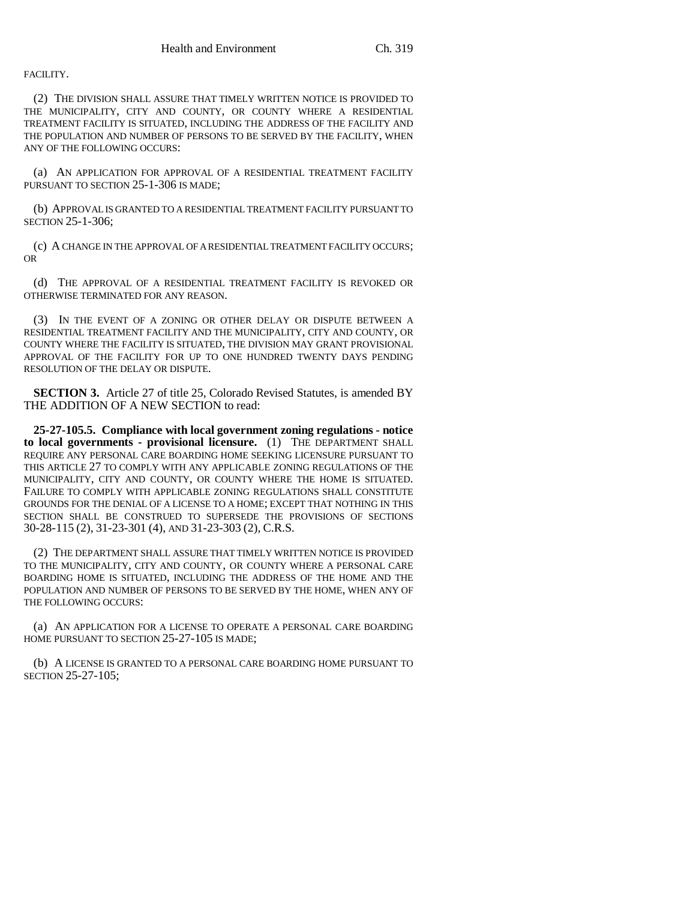FACILITY.

(2) THE DIVISION SHALL ASSURE THAT TIMELY WRITTEN NOTICE IS PROVIDED TO THE MUNICIPALITY, CITY AND COUNTY, OR COUNTY WHERE A RESIDENTIAL TREATMENT FACILITY IS SITUATED, INCLUDING THE ADDRESS OF THE FACILITY AND THE POPULATION AND NUMBER OF PERSONS TO BE SERVED BY THE FACILITY, WHEN ANY OF THE FOLLOWING OCCURS:

(a) AN APPLICATION FOR APPROVAL OF A RESIDENTIAL TREATMENT FACILITY PURSUANT TO SECTION 25-1-306 IS MADE;

(b) APPROVAL IS GRANTED TO A RESIDENTIAL TREATMENT FACILITY PURSUANT TO SECTION 25-1-306;

(c) A CHANGE IN THE APPROVAL OF A RESIDENTIAL TREATMENT FACILITY OCCURS; OR

(d) THE APPROVAL OF A RESIDENTIAL TREATMENT FACILITY IS REVOKED OR OTHERWISE TERMINATED FOR ANY REASON.

(3) IN THE EVENT OF A ZONING OR OTHER DELAY OR DISPUTE BETWEEN A RESIDENTIAL TREATMENT FACILITY AND THE MUNICIPALITY, CITY AND COUNTY, OR COUNTY WHERE THE FACILITY IS SITUATED, THE DIVISION MAY GRANT PROVISIONAL APPROVAL OF THE FACILITY FOR UP TO ONE HUNDRED TWENTY DAYS PENDING RESOLUTION OF THE DELAY OR DISPUTE.

**SECTION 3.** Article 27 of title 25, Colorado Revised Statutes, is amended BY THE ADDITION OF A NEW SECTION to read:

**25-27-105.5. Compliance with local government zoning regulations - notice to local governments - provisional licensure.** (1) THE DEPARTMENT SHALL REQUIRE ANY PERSONAL CARE BOARDING HOME SEEKING LICENSURE PURSUANT TO THIS ARTICLE 27 TO COMPLY WITH ANY APPLICABLE ZONING REGULATIONS OF THE MUNICIPALITY, CITY AND COUNTY, OR COUNTY WHERE THE HOME IS SITUATED. FAILURE TO COMPLY WITH APPLICABLE ZONING REGULATIONS SHALL CONSTITUTE GROUNDS FOR THE DENIAL OF A LICENSE TO A HOME; EXCEPT THAT NOTHING IN THIS SECTION SHALL BE CONSTRUED TO SUPERSEDE THE PROVISIONS OF SECTIONS 30-28-115 (2), 31-23-301 (4), AND 31-23-303 (2), C.R.S.

(2) THE DEPARTMENT SHALL ASSURE THAT TIMELY WRITTEN NOTICE IS PROVIDED TO THE MUNICIPALITY, CITY AND COUNTY, OR COUNTY WHERE A PERSONAL CARE BOARDING HOME IS SITUATED, INCLUDING THE ADDRESS OF THE HOME AND THE POPULATION AND NUMBER OF PERSONS TO BE SERVED BY THE HOME, WHEN ANY OF THE FOLLOWING OCCURS:

(a) AN APPLICATION FOR A LICENSE TO OPERATE A PERSONAL CARE BOARDING HOME PURSUANT TO SECTION 25-27-105 IS MADE;

(b) A LICENSE IS GRANTED TO A PERSONAL CARE BOARDING HOME PURSUANT TO SECTION 25-27-105;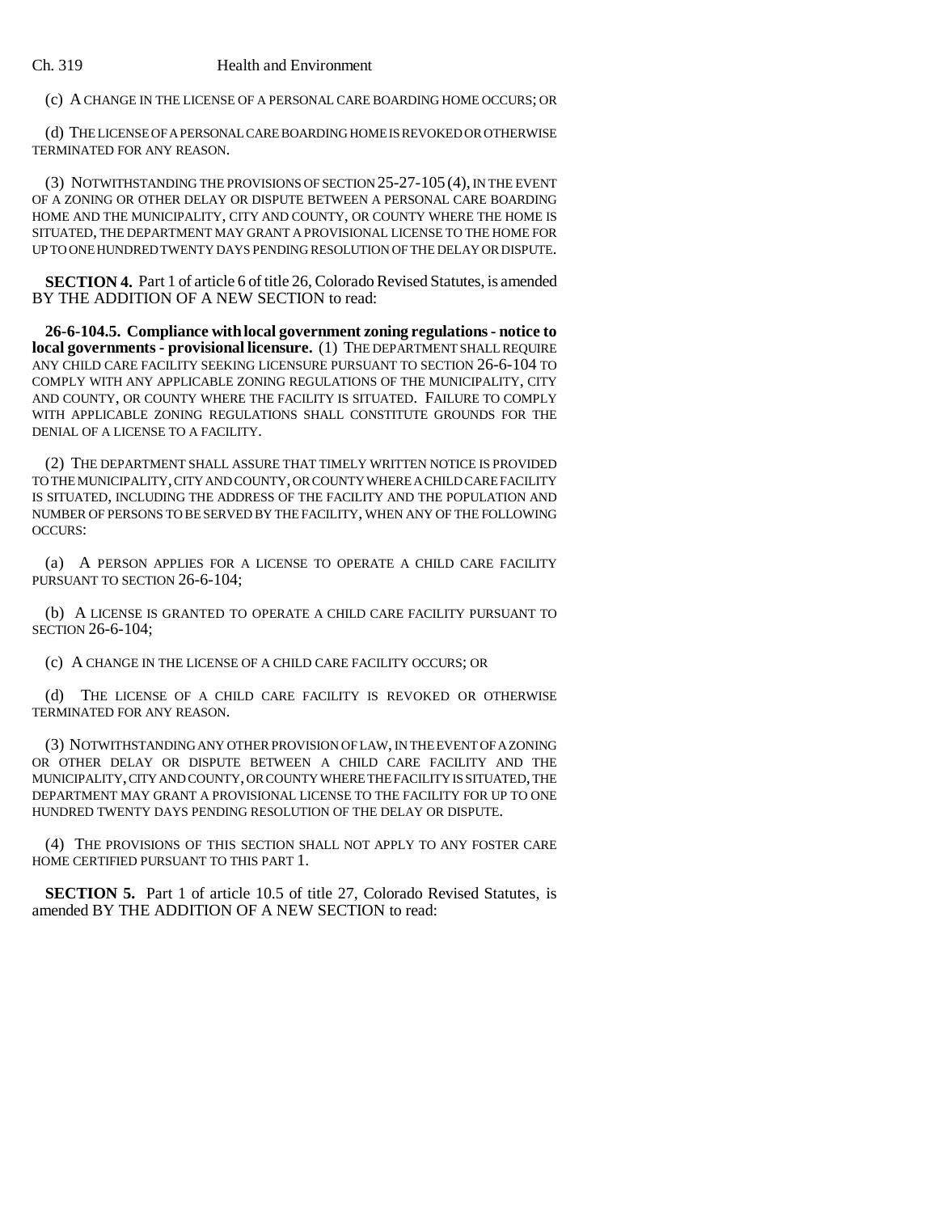(c) A CHANGE IN THE LICENSE OF A PERSONAL CARE BOARDING HOME OCCURS; OR

(d) THE LICENSE OF A PERSONAL CARE BOARDING HOME IS REVOKED OR OTHERWISE TERMINATED FOR ANY REASON.

(3) NOTWITHSTANDING THE PROVISIONS OF SECTION 25-27-105 (4), IN THE EVENT OF A ZONING OR OTHER DELAY OR DISPUTE BETWEEN A PERSONAL CARE BOARDING HOME AND THE MUNICIPALITY, CITY AND COUNTY, OR COUNTY WHERE THE HOME IS SITUATED, THE DEPARTMENT MAY GRANT A PROVISIONAL LICENSE TO THE HOME FOR UP TO ONE HUNDRED TWENTY DAYS PENDING RESOLUTION OF THE DELAY OR DISPUTE.

**SECTION 4.** Part 1 of article 6 of title 26, Colorado Revised Statutes, is amended BY THE ADDITION OF A NEW SECTION to read:

**26-6-104.5. Compliance with local government zoning regulations - notice to local governments - provisional licensure.** (1) THE DEPARTMENT SHALL REQUIRE ANY CHILD CARE FACILITY SEEKING LICENSURE PURSUANT TO SECTION 26-6-104 TO COMPLY WITH ANY APPLICABLE ZONING REGULATIONS OF THE MUNICIPALITY, CITY AND COUNTY, OR COUNTY WHERE THE FACILITY IS SITUATED. FAILURE TO COMPLY WITH APPLICABLE ZONING REGULATIONS SHALL CONSTITUTE GROUNDS FOR THE DENIAL OF A LICENSE TO A FACILITY.

(2) THE DEPARTMENT SHALL ASSURE THAT TIMELY WRITTEN NOTICE IS PROVIDED TO THE MUNICIPALITY, CITY AND COUNTY, OR COUNTY WHERE A CHILD CARE FACILITY IS SITUATED, INCLUDING THE ADDRESS OF THE FACILITY AND THE POPULATION AND NUMBER OF PERSONS TO BE SERVED BY THE FACILITY, WHEN ANY OF THE FOLLOWING OCCURS:

(a) A PERSON APPLIES FOR A LICENSE TO OPERATE A CHILD CARE FACILITY PURSUANT TO SECTION 26-6-104;

(b) A LICENSE IS GRANTED TO OPERATE A CHILD CARE FACILITY PURSUANT TO SECTION 26-6-104;

(c) A CHANGE IN THE LICENSE OF A CHILD CARE FACILITY OCCURS; OR

(d) THE LICENSE OF A CHILD CARE FACILITY IS REVOKED OR OTHERWISE TERMINATED FOR ANY REASON.

(3) NOTWITHSTANDING ANY OTHER PROVISION OF LAW, IN THE EVENT OF A ZONING OR OTHER DELAY OR DISPUTE BETWEEN A CHILD CARE FACILITY AND THE MUNICIPALITY, CITY AND COUNTY, OR COUNTY WHERE THE FACILITY IS SITUATED, THE DEPARTMENT MAY GRANT A PROVISIONAL LICENSE TO THE FACILITY FOR UP TO ONE HUNDRED TWENTY DAYS PENDING RESOLUTION OF THE DELAY OR DISPUTE.

(4) THE PROVISIONS OF THIS SECTION SHALL NOT APPLY TO ANY FOSTER CARE HOME CERTIFIED PURSUANT TO THIS PART 1.

**SECTION 5.** Part 1 of article 10.5 of title 27, Colorado Revised Statutes, is amended BY THE ADDITION OF A NEW SECTION to read: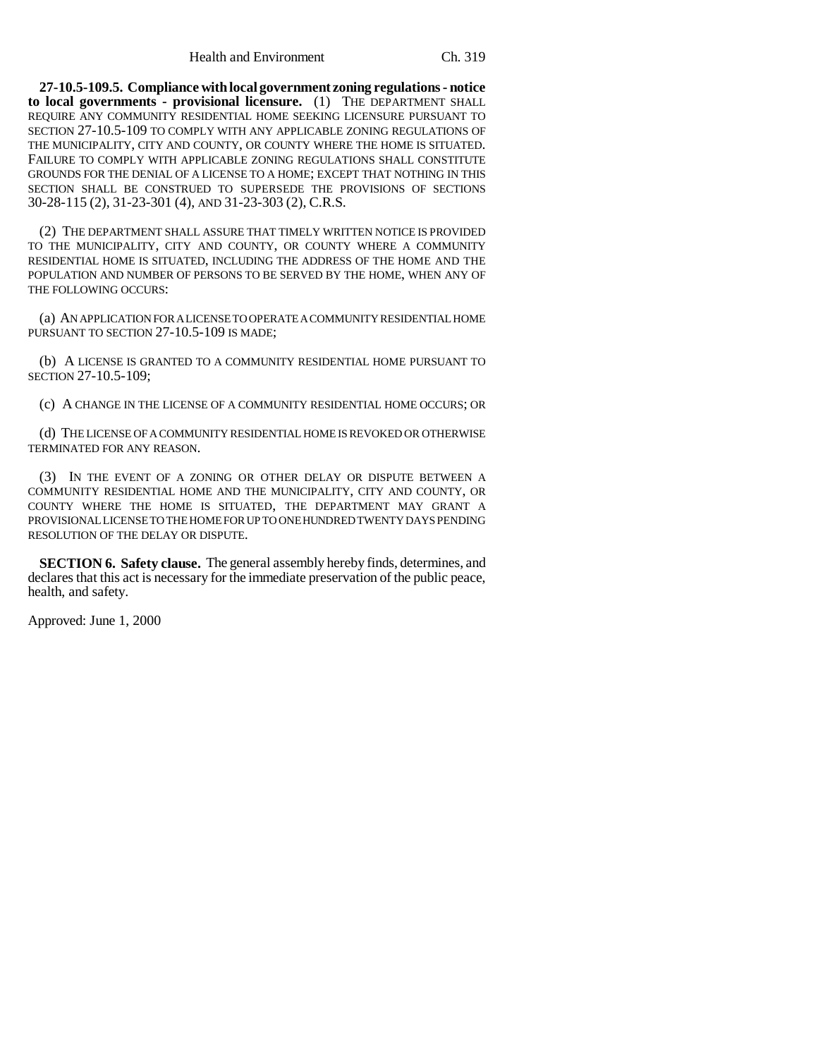**27-10.5-109.5. Compliance with local government zoning regulations - notice to local governments - provisional licensure.** (1) THE DEPARTMENT SHALL REQUIRE ANY COMMUNITY RESIDENTIAL HOME SEEKING LICENSURE PURSUANT TO SECTION 27-10.5-109 TO COMPLY WITH ANY APPLICABLE ZONING REGULATIONS OF THE MUNICIPALITY, CITY AND COUNTY, OR COUNTY WHERE THE HOME IS SITUATED. FAILURE TO COMPLY WITH APPLICABLE ZONING REGULATIONS SHALL CONSTITUTE GROUNDS FOR THE DENIAL OF A LICENSE TO A HOME; EXCEPT THAT NOTHING IN THIS SECTION SHALL BE CONSTRUED TO SUPERSEDE THE PROVISIONS OF SECTIONS 30-28-115 (2), 31-23-301 (4), AND 31-23-303 (2), C.R.S.

(2) THE DEPARTMENT SHALL ASSURE THAT TIMELY WRITTEN NOTICE IS PROVIDED TO THE MUNICIPALITY, CITY AND COUNTY, OR COUNTY WHERE A COMMUNITY RESIDENTIAL HOME IS SITUATED, INCLUDING THE ADDRESS OF THE HOME AND THE POPULATION AND NUMBER OF PERSONS TO BE SERVED BY THE HOME, WHEN ANY OF THE FOLLOWING OCCURS:

(a) AN APPLICATION FOR A LICENSE TO OPERATE A COMMUNITY RESIDENTIAL HOME PURSUANT TO SECTION 27-10.5-109 IS MADE;

(b) A LICENSE IS GRANTED TO A COMMUNITY RESIDENTIAL HOME PURSUANT TO SECTION 27-10.5-109;

(c) A CHANGE IN THE LICENSE OF A COMMUNITY RESIDENTIAL HOME OCCURS; OR

(d) THE LICENSE OF A COMMUNITY RESIDENTIAL HOME IS REVOKED OR OTHERWISE TERMINATED FOR ANY REASON.

(3) IN THE EVENT OF A ZONING OR OTHER DELAY OR DISPUTE BETWEEN A COMMUNITY RESIDENTIAL HOME AND THE MUNICIPALITY, CITY AND COUNTY, OR COUNTY WHERE THE HOME IS SITUATED, THE DEPARTMENT MAY GRANT A PROVISIONAL LICENSE TO THE HOME FOR UP TO ONE HUNDRED TWENTY DAYS PENDING RESOLUTION OF THE DELAY OR DISPUTE.

**SECTION 6. Safety clause.** The general assembly hereby finds, determines, and declares that this act is necessary for the immediate preservation of the public peace, health, and safety.

Approved: June 1, 2000